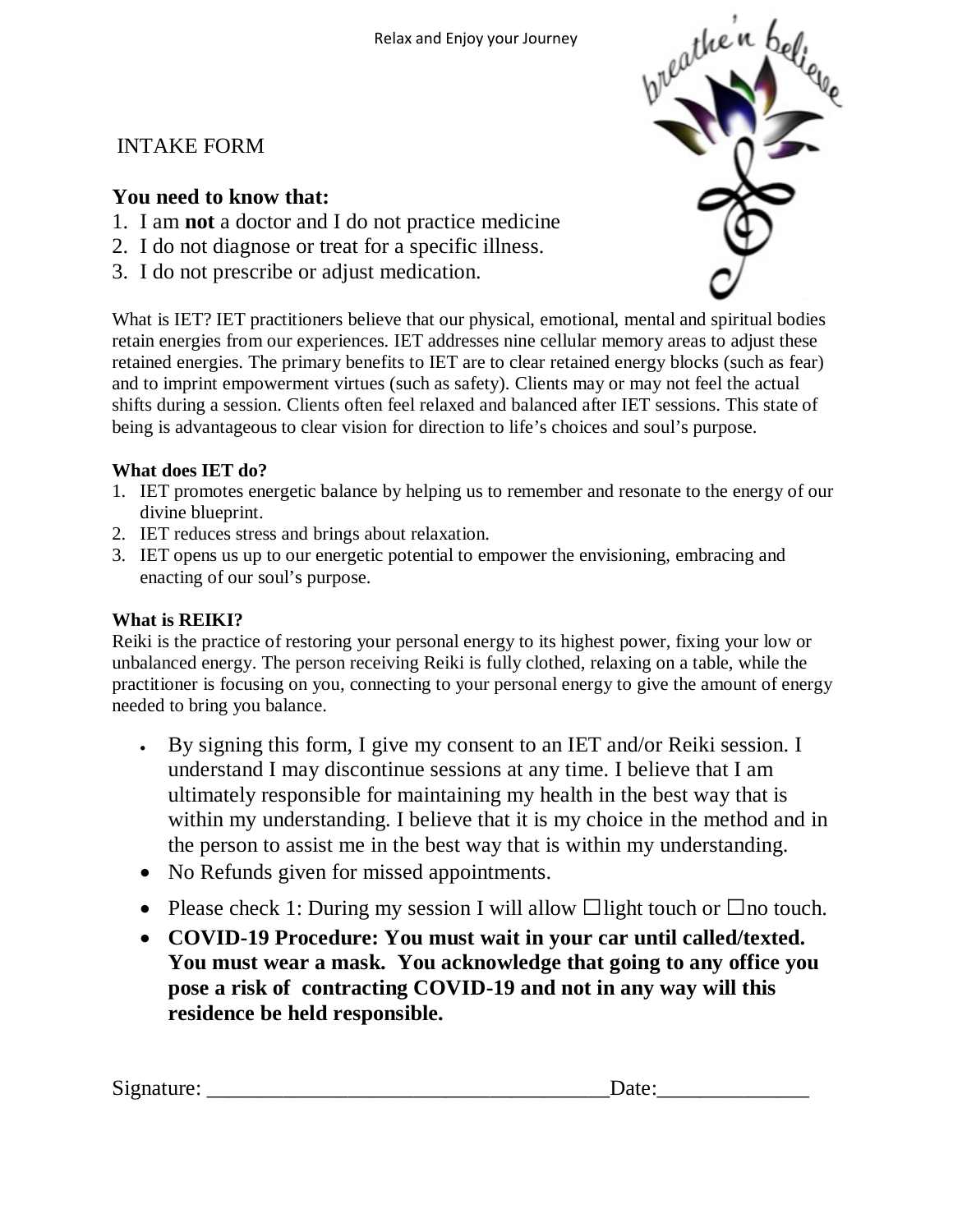Relax and Enjoy your Journey

# INTAKE FORM

## You need to know that:

1. I am **not** a doctor and I do not practice medicine
2. I do not diagnose or treat for a specific illness.
3. I do not prescribe or adjust medication.

What is IET? IET practitioners believe that our physical, emotional, mental and spiritual bodies retain energies from our experiences. IET addresses nine cellular memory areas to adjust these retained energies. The primary benefits to IET are to clear retained energy blocks (such as fear) and to imprint empowerment virtues (such as safety). Clients may or may not feel the actual shifts during a session. Clients often feel relaxed and balanced after IET sessions. This state of being is advantageous to clear vision for direction to life's choices and soul's purpose.

**What does IET do?**

1. IET promotes energetic balance by helping us to remember and resonate to the energy of our divine blueprint.
2. IET reduces stress and brings about relaxation.
3. IET opens us up to our energetic potential to empower the envisioning, embracing and enacting of our soul's purpose.

**What is REIKI?**

Reiki is the practice of restoring your personal energy to its highest power, fixing your low or unbalanced energy. The person receiving Reiki is fully clothed, relaxing on a table, while the practitioner is focusing on you, connecting to your personal energy to give the amount of energy needed to bring you balance.

- By signing this form, I give my consent to an IET and/or Reiki session. I understand I may discontinue sessions at any time. I believe that I am ultimately responsible for maintaining my health in the best way that is within my understanding. I believe that it is my choice in the method and in the person to assist me in the best way that is within my understanding.
- No Refunds given for missed appointments.
- Please check 1: During my session I will allow ☐light touch or ☐no touch.
- **COVID-19 Procedure: You must wait in your car until called/texted. You must wear a mask. You acknowledge that going to any office you pose a risk of contracting COVID-19 and not in any way will this residence be held responsible.**

Signature: ______________________________________Date:______________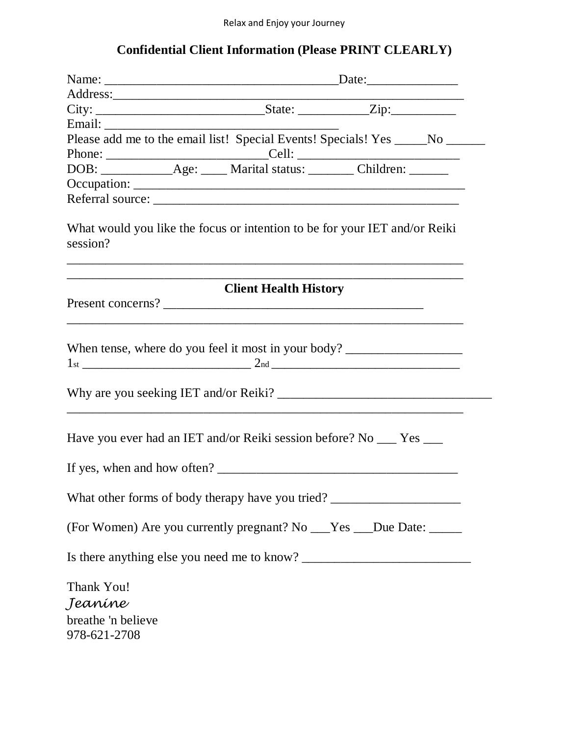Relax and Enjoy your Journey

## Confidential Client Information (Please PRINT CLEARLY)

Name: ___________________________________Date:_____________

Address:_____________________________________________________

City: _________________________State: __________Zip:_________

Email: ___________________________________

Please add me to the email list! Special Events! Specials! Yes _____No ______

Phone: ________________________Cell: ________________________

DOB: ___________Age: ____ Marital status: _______ Children: ______

Occupation: __________________________________________________

Referral source: _______________________________________________

What would you like the focus or intention to be for your IET and/or Reiki session?

______________________________________________________________

______________________________________________________________

## Client Health History

Present concerns? _______________________________________

______________________________________________________________

When tense, where do you feel it most in your body? _________________

1st ___________________________ 2nd _____________________________

Why are you seeking IET and/or Reiki? _________________________________

______________________________________________________________

Have you ever had an IET and/or Reiki session before? No ___ Yes ___

If yes, when and how often? ____________________________________

What other forms of body therapy have you tried? ____________________

(For Women) Are you currently pregnant? No ___Yes ___Due Date: _____

Is there anything else you need me to know? __________________________

Thank You!

*Jeanine*

breathe 'n believe

978-621-2708